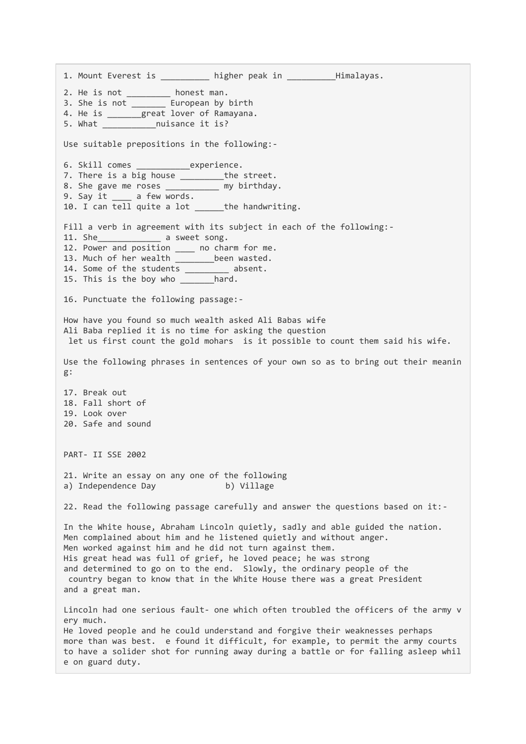1. Mount Everest is __________ higher peak in __________Himalayas.

2. He is not _________ honest man.
3. She is not _______ European by birth
4. He is _______great lover of Ramayana.
5. What ___________nuisance it is?

Use suitable prepositions in the following:-

6. Skill comes ___________experience.
7. There is a big house _________the street.
8. She gave me roses ___________ my birthday.
9. Say it ____ a few words.
10. I can tell quite a lot ______the handwriting.

Fill a verb in agreement with its subject in each of the following:-

11. She_____________ a sweet song.
12. Power and position ____ no charm for me.
13. Much of her wealth ________been wasted.
14. Some of the students _________ absent.
15. This is the boy who _______hard.

16. Punctuate the following passage:-

How have you found so much wealth asked Ali Babas wife
Ali Baba replied it is no time for asking the question
let us first count the gold mohars  is it possible to count them said his wife.

Use the following phrases in sentences of your own so as to bring out their meaning:

17. Break out
18. Fall short of
19. Look over
20. Safe and sound

PART- II SSE 2002

21. Write an essay on any one of the following
a) Independence Day              b) Village

22. Read the following passage carefully and answer the questions based on it:-

In the White house, Abraham Lincoln quietly, sadly and able guided the nation.
Men complained about him and he listened quietly and without anger.
Men worked against him and he did not turn against them.
His great head was full of grief, he loved peace; he was strong
and determined to go on to the end.  Slowly, the ordinary people of the
country began to know that in the White House there was a great President
and a great man.

Lincoln had one serious fault- one which often troubled the officers of the army very much.
He loved people and he could understand and forgive their weaknesses perhaps
more than was best.  e found it difficult, for example, to permit the army courts
to have a solider shot for running away during a battle or for falling asleep while on guard duty.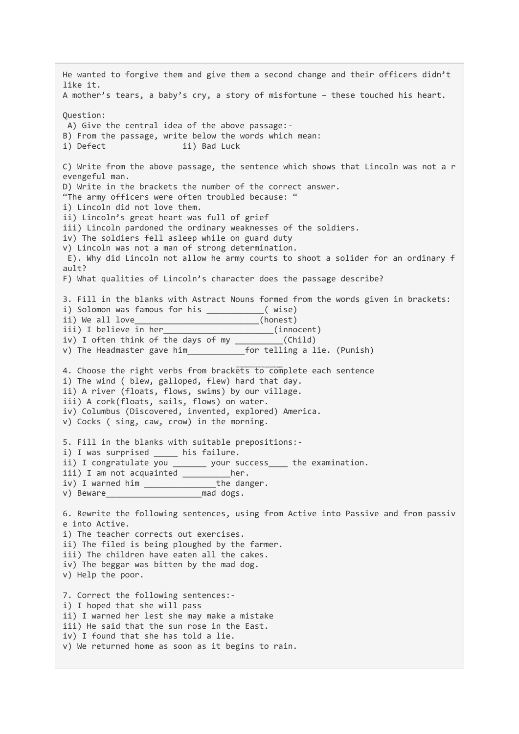He wanted to forgive them and give them a second change and their officers didn't like it.
A mother's tears, a baby's cry, a story of misfortune – these touched his heart.

Question:
A) Give the central idea of the above passage:-
B) From the passage, write below the words which mean:
i) Defect ii) Bad Luck

C) Write from the above passage, the sentence which shows that Lincoln was not a revengeful man.
D) Write in the brackets the number of the correct answer.
"The army officers were often troubled because: "
i) Lincoln did not love them.
ii) Lincoln's great heart was full of grief
iii) Lincoln pardoned the ordinary weaknesses of the soldiers.
iv) The soldiers fell asleep while on guard duty
v) Lincoln was not a man of strong determination.
E). Why did Lincoln not allow he army courts to shoot a solider for an ordinary fault?
F) What qualities of Lincoln's character does the passage describe?

3. Fill in the blanks with Astract Nouns formed from the words given in brackets:
i) Solomon was famous for his ___________( wise)
ii) We all love_________________________(honest)
iii) I believe in her______________________(innocent)
iv) I often think of the days of my _________(Child)
v) The Headmaster gave him___________for telling a lie. (Punish)

4. Choose the right verbs from brackets to complete each sentence
i) The wind ( blew, galloped, flew) hard that day.
ii) A river (floats, flows, swims) by our village.
iii) A cork(floats, sails, flows) on water.
iv) Columbus (Discovered, invented, explored) America.
v) Cocks ( sing, caw, crow) in the morning.

5. Fill in the blanks with suitable prepositions:-
i) I was surprised _____ his failure.
ii) I congratulate you _______ your success____ the examination.
iii) I am not acquainted __________her.
iv) I warned him ______________the danger.
v) Beware___________________mad dogs.

6. Rewrite the following sentences, using from Active into Passive and from passive into Active.
i) The teacher corrects out exercises.
ii) The filed is being ploughed by the farmer.
iii) The children have eaten all the cakes.
iv) The beggar was bitten by the mad dog.
v) Help the poor.

7. Correct the following sentences:-
i) I hoped that she will pass
ii) I warned her lest she may make a mistake
iii) He said that the sun rose in the East.
iv) I found that she has told a lie.
v) We returned home as soon as it begins to rain.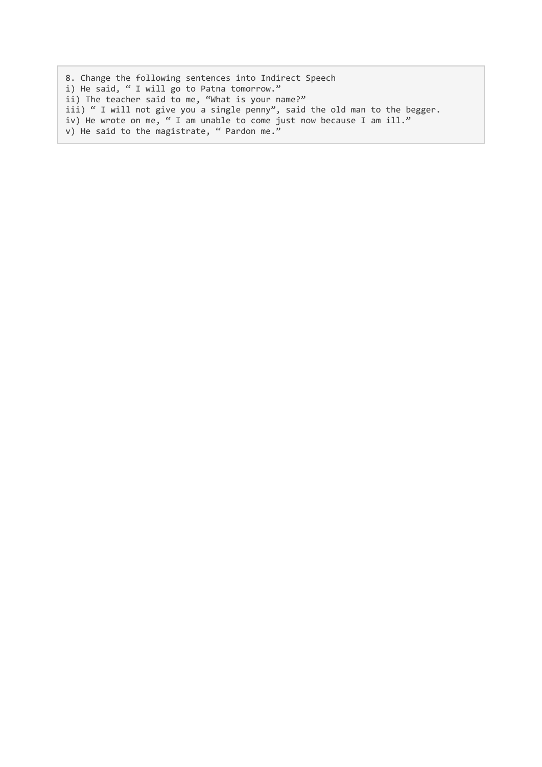```
8. Change the following sentences into Indirect Speech
i) He said, “ I will go to Patna tomorrow.”
ii) The teacher said to me, “What is your name?”
iii) “ I will not give you a single penny”, said the old man to the begger.
iv) He wrote on me, “ I am unable to come just now because I am ill.”
v) He said to the magistrate, “ Pardon me.”
```